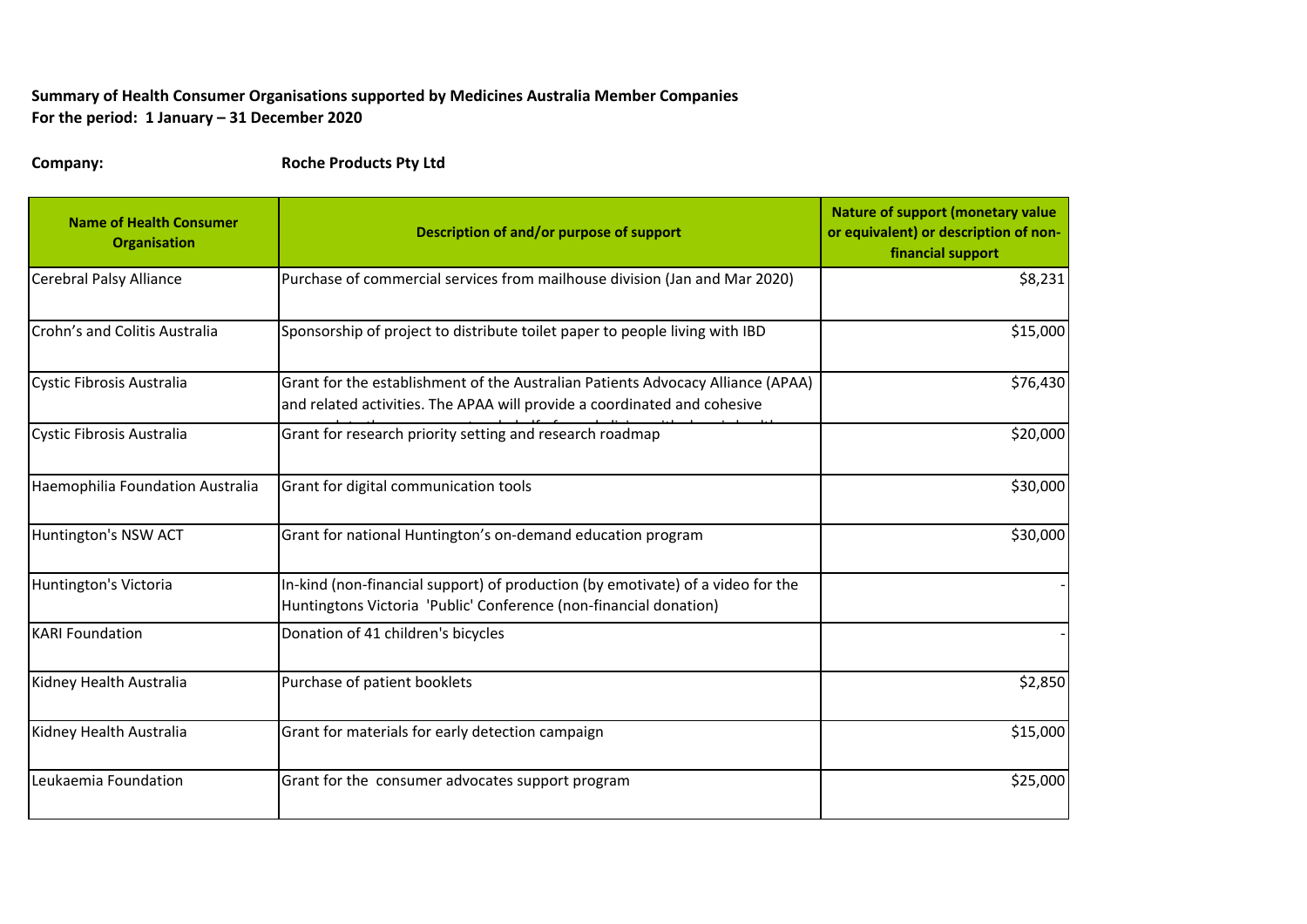**Summary of Health Consumer Organisations supported by Medicines Australia Member Companies**
**For the period: 1 January – 31 December 2020**

**Company:** **Roche Products Pty Ltd**

| Name of Health Consumer Organisation | Description of and/or purpose of support | Nature of support (monetary value or equivalent) or description of non-financial support |
|---|---|---|
| Cerebral Palsy Alliance | Purchase of commercial services from mailhouse division (Jan and Mar 2020) | $8,231 |
| Crohn's and Colitis Australia | Sponsorship of project to distribute toilet paper to people living with IBD | $15,000 |
| Cystic Fibrosis Australia | Grant for the establishment of the Australian Patients Advocacy Alliance (APAA) and related activities. The APAA will provide a coordinated and cohesive | $76,430 |
| Cystic Fibrosis Australia | Grant for research priority setting and research roadmap | $20,000 |
| Haemophilia Foundation Australia | Grant for digital communication tools | $30,000 |
| Huntington's NSW ACT | Grant for national Huntington's on-demand education program | $30,000 |
| Huntington's Victoria | In-kind (non-financial support) of production (by emotivate) of a video for the Huntingtons Victoria 'Public' Conference (non-financial donation) | - |
| KARI Foundation | Donation of 41 children's bicycles | - |
| Kidney Health Australia | Purchase of patient booklets | $2,850 |
| Kidney Health Australia | Grant for materials for early detection campaign | $15,000 |
| Leukaemia Foundation | Grant for the consumer advocates support program | $25,000 |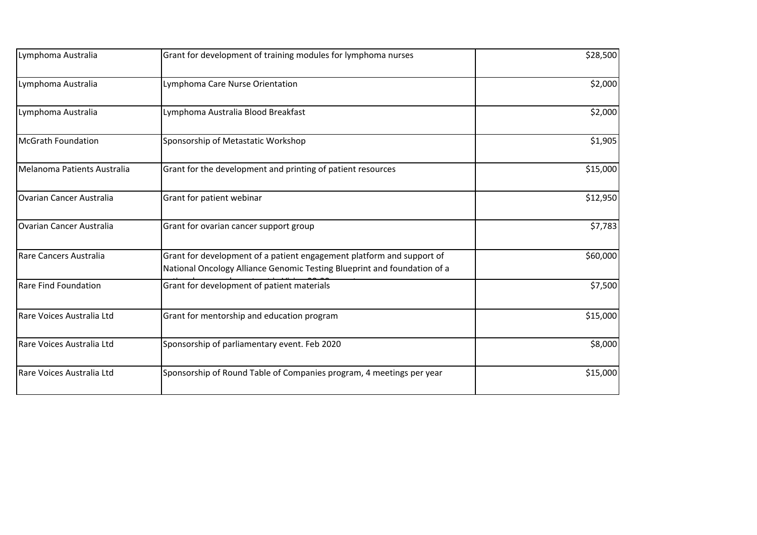| | | |
|---|---|---|
| Lymphoma Australia | Grant for development of training modules for lymphoma nurses | $28,500 |
| Lymphoma Australia | Lymphoma Care Nurse Orientation | $2,000 |
| Lymphoma Australia | Lymphoma Australia Blood Breakfast | $2,000 |
| McGrath Foundation | Sponsorship of Metastatic Workshop | $1,905 |
| Melanoma Patients Australia | Grant for the development and printing of patient resources | $15,000 |
| Ovarian Cancer Australia | Grant for patient webinar | $12,950 |
| Ovarian Cancer Australia | Grant for ovarian cancer support group | $7,783 |
| Rare Cancers Australia | Grant for development of a patient engagement platform and support of National Oncology Alliance Genomic Testing Blueprint and foundation of a | $60,000 |
| Rare Find Foundation | Grant for development of patient materials | $7,500 |
| Rare Voices Australia Ltd | Grant for mentorship and education program | $15,000 |
| Rare Voices Australia Ltd | Sponsorship of parliamentary event. Feb 2020 | $8,000 |
| Rare Voices Australia Ltd | Sponsorship of Round Table of Companies program, 4 meetings per year | $15,000 |